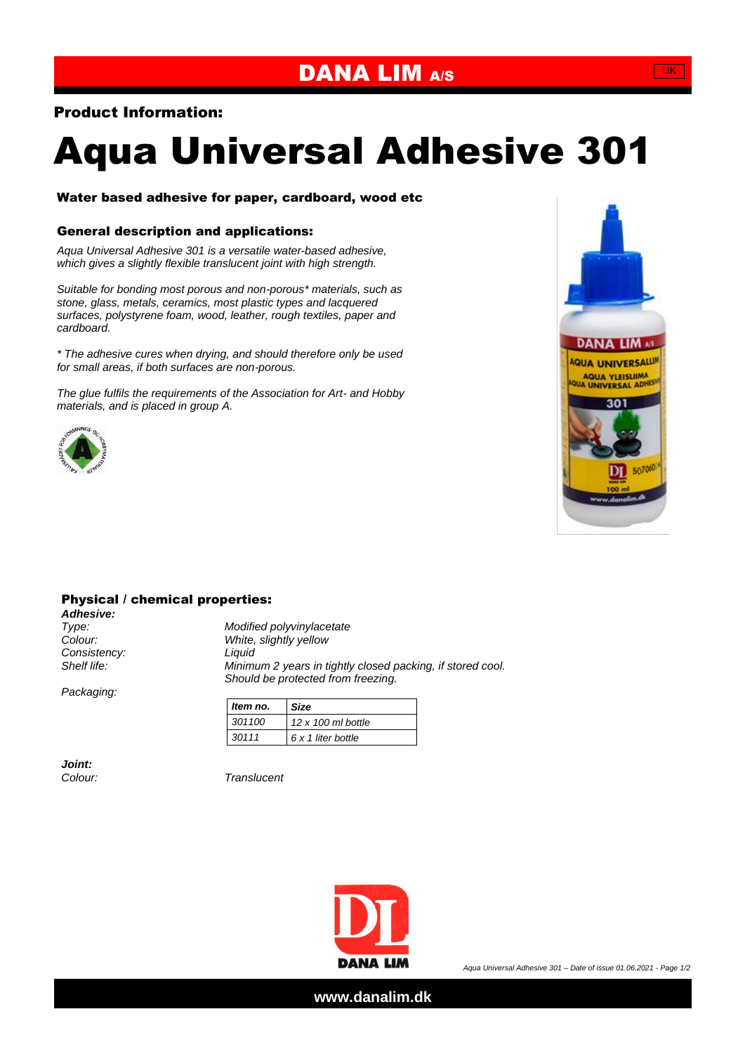# DANA LIM A/S

UK

## Product Information:

# Aqua Universal Adhesive 301

### Water based adhesive for paper, cardboard, wood etc

### General description and applications:

*Aqua Universal Adhesive 301 is a versatile water-based adhesive, which gives a slightly flexible translucent joint with high strength.*

*Suitable for bonding most porous and non-porous* materials, such as stone, glass, metals, ceramics, most plastic types and lacquered surfaces, polystyrene foam, wood, leather, rough textiles, paper and cardboard.*

** The adhesive cures when drying, and should therefore only be used for small areas, if both surfaces are non-porous.*

*The glue fulfils the requirements of the Association for Art- and Hobby materials, and is placed in group A.*

### Physical / chemical properties:

***Adhesive:***

| | |
|---|---|
| *Type:* | *Modified polyvinylacetate* |
| *Colour:* | *White, slightly yellow* |
| *Consistency:* | *Liquid* |
| *Shelf life:* | *Minimum 2 years in tightly closed packing, if stored cool. Should be protected from freezing.* |

*Packaging:*

| *Item no.* | *Size* |
|---|---|
| *301100* | *12 x 100 ml bottle* |
| *30111* | *6 x 1 liter bottle* |

***Joint:***

| | |
|---|---|
| *Colour:* | *Translucent* |

*Aqua Universal Adhesive 301 – Date of issue 01.06.2021*

www.danalim.dk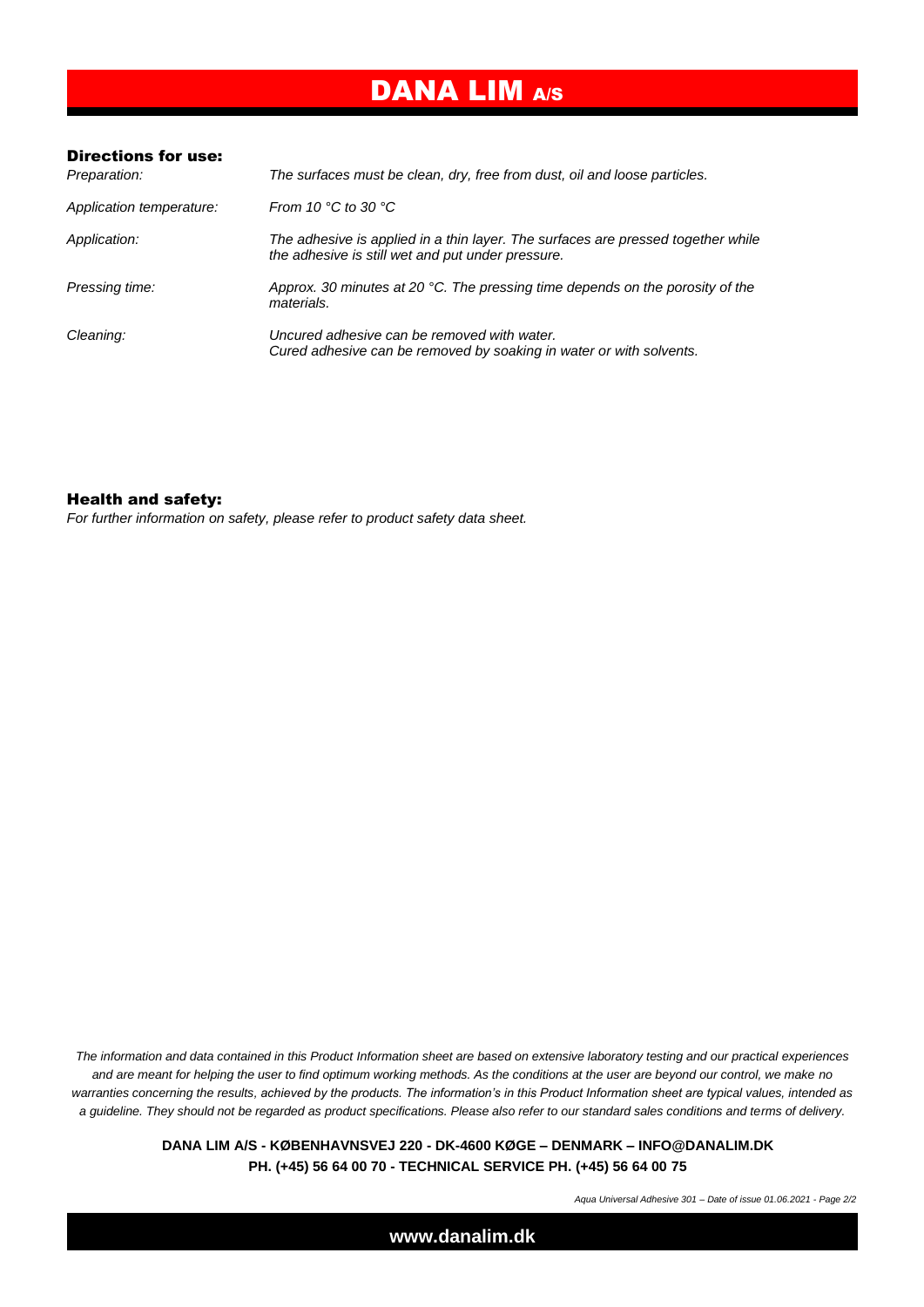## Directions for use:

| | |
|---|---|
| *Preparation:* | *The surfaces must be clean, dry, free from dust, oil and loose particles.* |
| *Application temperature:* | *From 10 °C to 30 °C* |
| *Application:* | *The adhesive is applied in a thin layer. The surfaces are pressed together while the adhesive is still wet and put under pressure.* |
| *Pressing time:* | *Approx. 30 minutes at 20 °C. The pressing time depends on the porosity of the materials.* |
| *Cleaning:* | *Uncured adhesive can be removed with water. Cured adhesive can be removed by soaking in water or with solvents.* |

## Health and safety:

*For further information on safety, please refer to product safety data sheet.*

*The information and data contained in this Product Information sheet are based on extensive laboratory testing and our practical experiences and are meant for helping the user to find optimum working methods. As the conditions at the user are beyond our control, we make no warranties concerning the results, achieved by the products. The information's in this Product Information sheet are typical values, intended as a guideline. They should not be regarded as product specifications. Please also refer to our standard sales conditions and terms of delivery.*

**DANA LIM A/S - KØBENHAVNSVEJ 220 - DK-4600 KØGE – DENMARK – INFO@DANALIM.DK**
**PH. (+45) 56 64 00 70 - TECHNICAL SERVICE PH. (+45) 56 64 00 75**

*Aqua Universal Adhesive 301 – Date of issue 01.06.2021*

**www.danalim.dk**